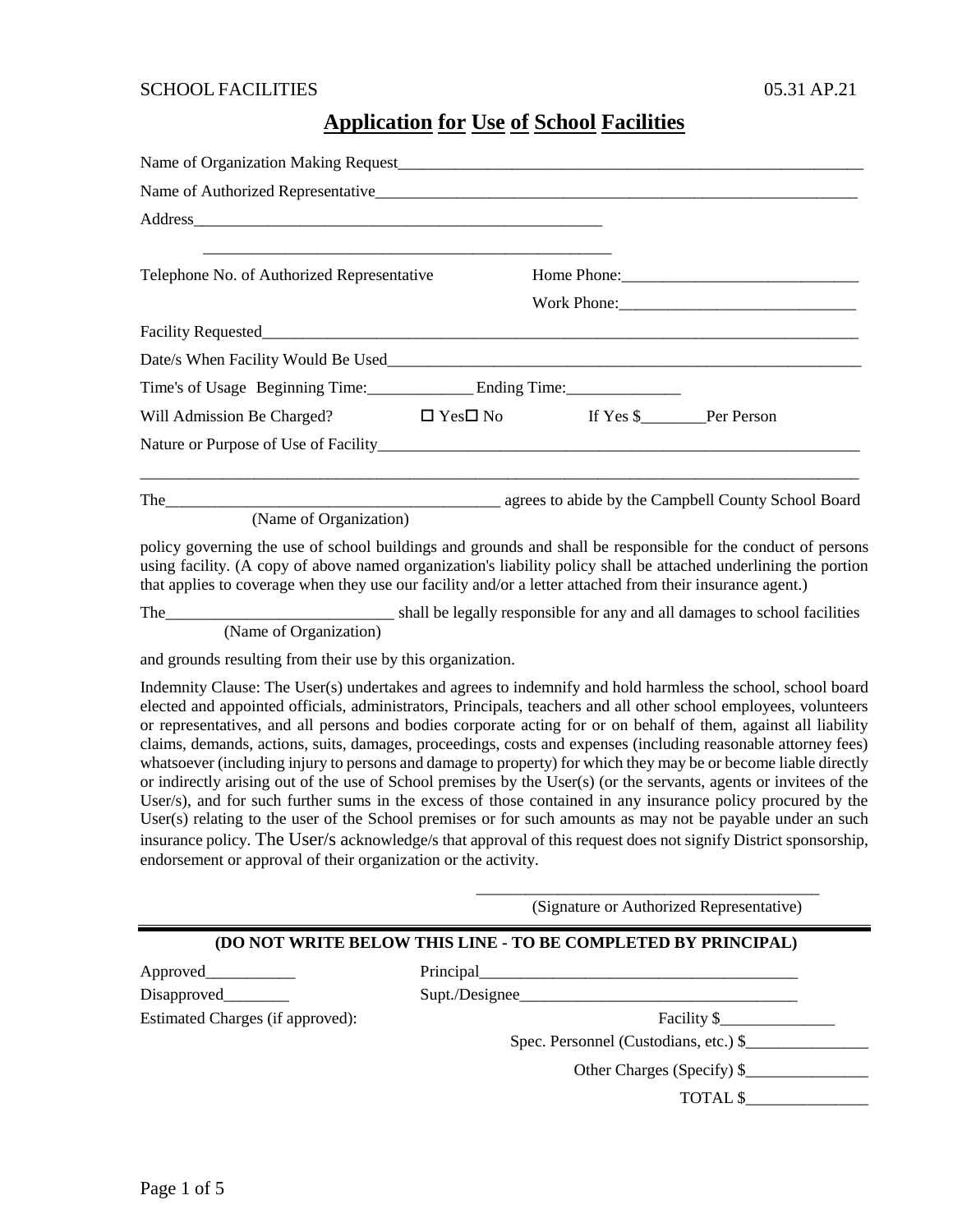SCHOOL FACILITIES 05.31 AP.21

# Application for Use of School Facilities

Name of Organization Making Request_______________________________________________

Name of Authorized Representative_______________________________________________

Address_______________________________________________

_______________________________________________

Telephone No. of Authorized Representative Home Phone:____________________________

Work Phone:____________________________

Facility Requested_______________________________________________

Date/s When Facility Would Be Used_______________________________________________

Time's of Usage Beginning Time:_____________ Ending Time:______________

Will Admission Be Charged? ☐ Yes☐ No If Yes $________Per Person

Nature or Purpose of Use of Facility_______________________________________________

_______________________________________________

The________________________________________ agrees to abide by the Campbell County School Board
(Name of Organization)

policy governing the use of school buildings and grounds and shall be responsible for the conduct of persons using facility. (A copy of above named organization's liability policy shall be attached underlining the portion that applies to coverage when they use our facility and/or a letter attached from their insurance agent.)

The___________________________ shall be legally responsible for any and all damages to school facilities
(Name of Organization)

and grounds resulting from their use by this organization.

Indemnity Clause: The User(s) undertakes and agrees to indemnify and hold harmless the school, school board elected and appointed officials, administrators, Principals, teachers and all other school employees, volunteers or representatives, and all persons and bodies corporate acting for or on behalf of them, against all liability claims, demands, actions, suits, damages, proceedings, costs and expenses (including reasonable attorney fees) whatsoever (including injury to persons and damage to property) for which they may be or become liable directly or indirectly arising out of the use of School premises by the User(s) (or the servants, agents or invitees of the User/s), and for such further sums in the excess of those contained in any insurance policy procured by the User(s) relating to the user of the School premises or for such amounts as may not be payable under an such insurance policy. The User/s acknowledge/s that approval of this request does not signify District sponsorship, endorsement or approval of their organization or the activity.

__________________________________________
(Signature or Authorized Representative)

---

**(DO NOT WRITE BELOW THIS LINE - TO BE COMPLETED BY PRINCIPAL)**

Approved___________ Principal_______________________________________

Disapproved________ Supt./Designee__________________________________

Estimated Charges (if approved): Facility $______________

Spec. Personnel (Custodians, etc.) $_______________

Other Charges (Specify) $_______________

TOTAL $_______________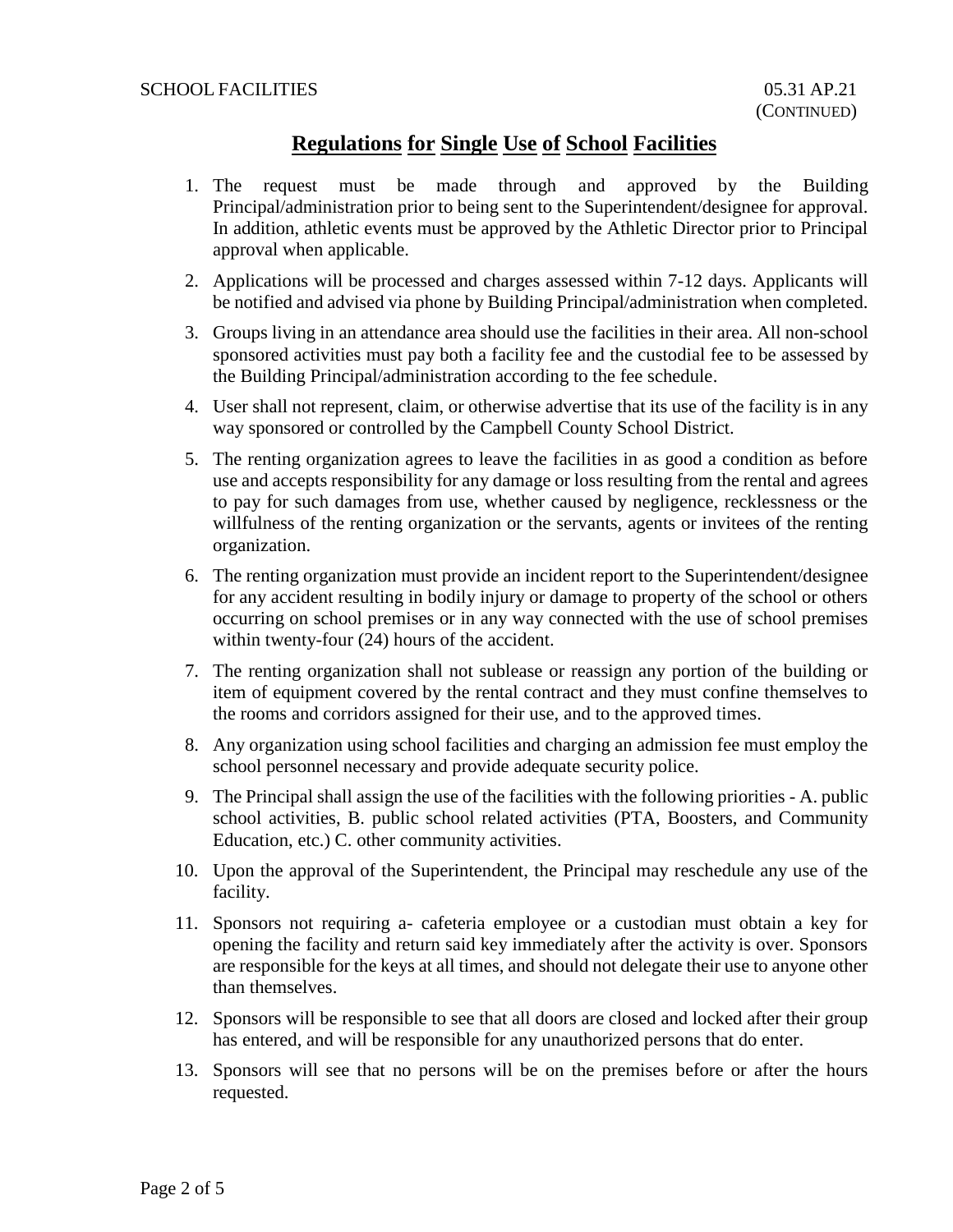## Regulations for Single Use of School Facilities

1. The request must be made through and approved by the Building Principal/administration prior to being sent to the Superintendent/designee for approval. In addition, athletic events must be approved by the Athletic Director prior to Principal approval when applicable.
2. Applications will be processed and charges assessed within 7-12 days. Applicants will be notified and advised via phone by Building Principal/administration when completed.
3. Groups living in an attendance area should use the facilities in their area. All non-school sponsored activities must pay both a facility fee and the custodial fee to be assessed by the Building Principal/administration according to the fee schedule.
4. User shall not represent, claim, or otherwise advertise that its use of the facility is in any way sponsored or controlled by the Campbell County School District.
5. The renting organization agrees to leave the facilities in as good a condition as before use and accepts responsibility for any damage or loss resulting from the rental and agrees to pay for such damages from use, whether caused by negligence, recklessness or the willfulness of the renting organization or the servants, agents or invitees of the renting organization.
6. The renting organization must provide an incident report to the Superintendent/designee for any accident resulting in bodily injury or damage to property of the school or others occurring on school premises or in any way connected with the use of school premises within twenty-four (24) hours of the accident.
7. The renting organization shall not sublease or reassign any portion of the building or item of equipment covered by the rental contract and they must confine themselves to the rooms and corridors assigned for their use, and to the approved times.
8. Any organization using school facilities and charging an admission fee must employ the school personnel necessary and provide adequate security police.
9. The Principal shall assign the use of the facilities with the following priorities - A. public school activities, B. public school related activities (PTA, Boosters, and Community Education, etc.) C. other community activities.
10. Upon the approval of the Superintendent, the Principal may reschedule any use of the facility.
11. Sponsors not requiring a- cafeteria employee or a custodian must obtain a key for opening the facility and return said key immediately after the activity is over. Sponsors are responsible for the keys at all times, and should not delegate their use to anyone other than themselves.
12. Sponsors will be responsible to see that all doors are closed and locked after their group has entered, and will be responsible for any unauthorized persons that do enter.
13. Sponsors will see that no persons will be on the premises before or after the hours requested.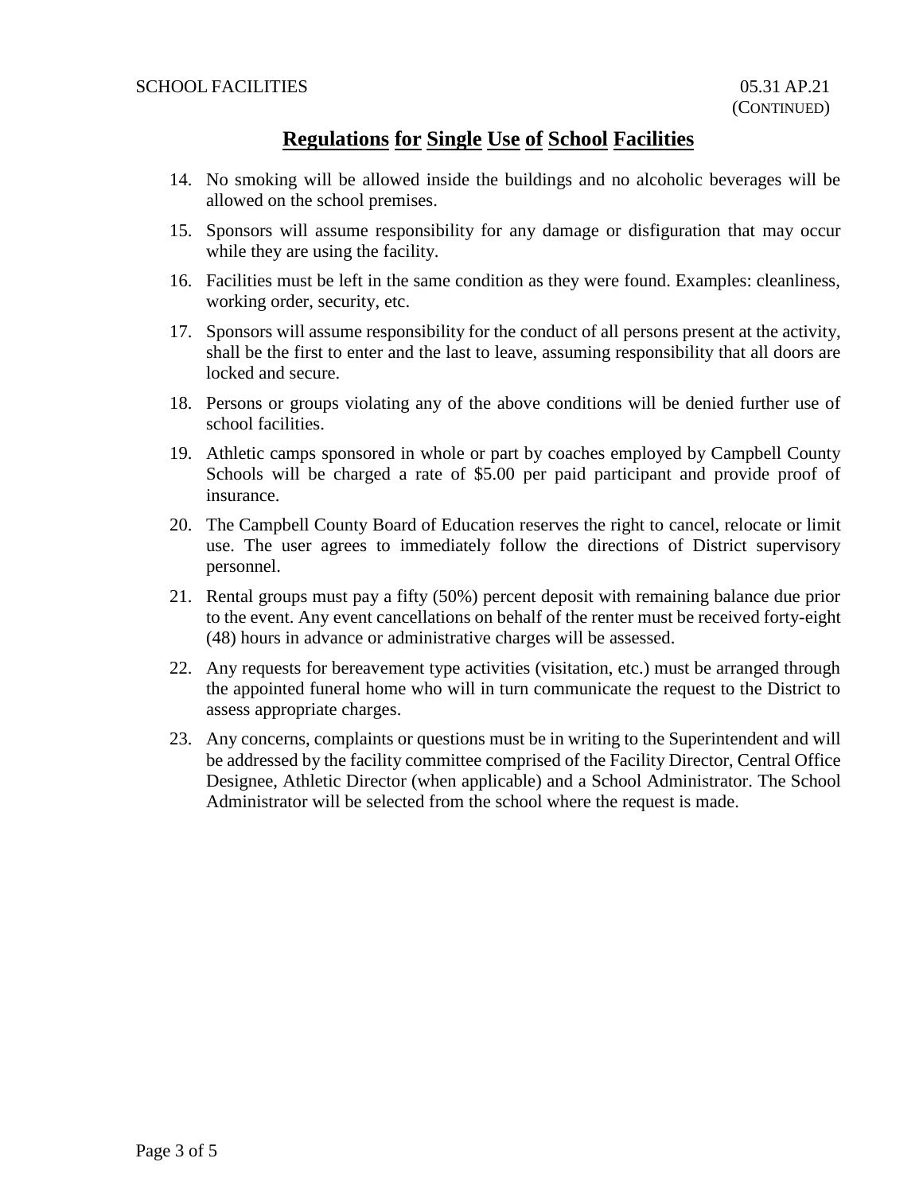## Regulations for Single Use of School Facilities

14. No smoking will be allowed inside the buildings and no alcoholic beverages will be allowed on the school premises.
15. Sponsors will assume responsibility for any damage or disfiguration that may occur while they are using the facility.
16. Facilities must be left in the same condition as they were found. Examples: cleanliness, working order, security, etc.
17. Sponsors will assume responsibility for the conduct of all persons present at the activity, shall be the first to enter and the last to leave, assuming responsibility that all doors are locked and secure.
18. Persons or groups violating any of the above conditions will be denied further use of school facilities.
19. Athletic camps sponsored in whole or part by coaches employed by Campbell County Schools will be charged a rate of $5.00 per paid participant and provide proof of insurance.
20. The Campbell County Board of Education reserves the right to cancel, relocate or limit use. The user agrees to immediately follow the directions of District supervisory personnel.
21. Rental groups must pay a fifty (50%) percent deposit with remaining balance due prior to the event. Any event cancellations on behalf of the renter must be received forty-eight (48) hours in advance or administrative charges will be assessed.
22. Any requests for bereavement type activities (visitation, etc.) must be arranged through the appointed funeral home who will in turn communicate the request to the District to assess appropriate charges.
23. Any concerns, complaints or questions must be in writing to the Superintendent and will be addressed by the facility committee comprised of the Facility Director, Central Office Designee, Athletic Director (when applicable) and a School Administrator. The School Administrator will be selected from the school where the request is made.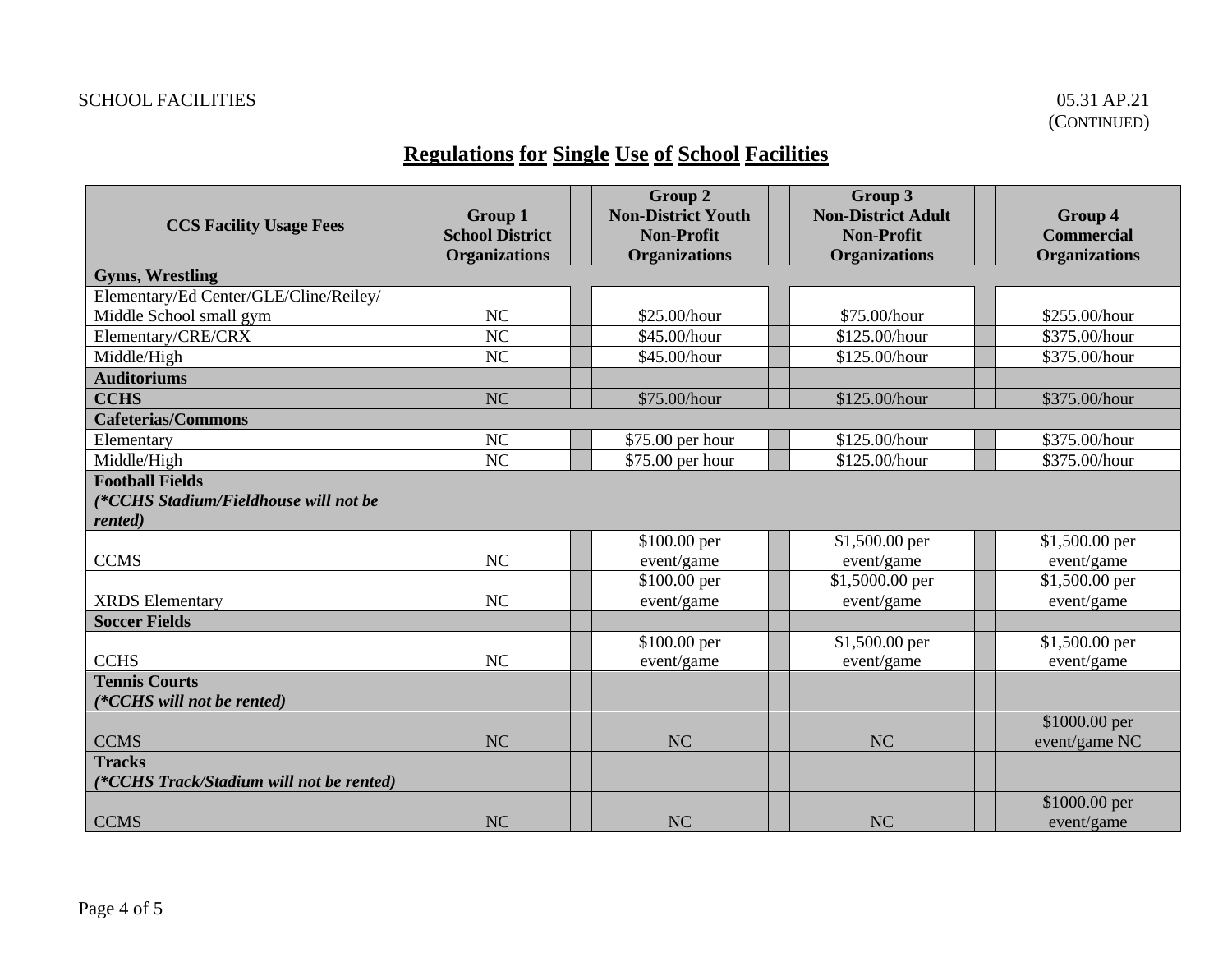## Regulations for Single Use of School Facilities

| CCS Facility Usage Fees | Group 1 School District Organizations | Group 2 Non-District Youth Non-Profit Organizations | Group 3 Non-District Adult Non-Profit Organizations | Group 4 Commercial Organizations |
|---|---|---|---|---|
| **Gyms, Wrestling** | | | | |
| Elementary/Ed Center/GLE/Cline/Reiley/ Middle School small gym | NC | $25.00/hour | $75.00/hour | $255.00/hour |
| Elementary/CRE/CRX | NC | $45.00/hour | $125.00/hour | $375.00/hour |
| Middle/High | NC | $45.00/hour | $125.00/hour | $375.00/hour |
| **Auditoriums** | | | | |
| **CCHS** | NC | $75.00/hour | $125.00/hour | $375.00/hour |
| **Cafeterias/Commons** | | | | |
| Elementary | NC | $75.00 per hour | $125.00/hour | $375.00/hour |
| Middle/High | NC | $75.00 per hour | $125.00/hour | $375.00/hour |
| **Football Fields** ***(*CCHS Stadium/Fieldhouse will not be rented)*** | | | | |
| CCMS | NC | $100.00 per event/game | $1,500.00 per event/game | $1,500.00 per event/game |
| XRDS Elementary | NC | $100.00 per event/game | $1,5000.00 per event/game | $1,500.00 per event/game |
| **Soccer Fields** | | | | |
| CCHS | NC | $100.00 per event/game | $1,500.00 per event/game | $1,500.00 per event/game |
| **Tennis Courts** ***(*CCHS will not be rented)*** | | | | |
| CCMS | NC | NC | NC | $1000.00 per event/game NC |
| **Tracks** ***(*CCHS Track/Stadium will not be rented)*** | | | | |
| CCMS | NC | NC | NC | $1000.00 per event/game |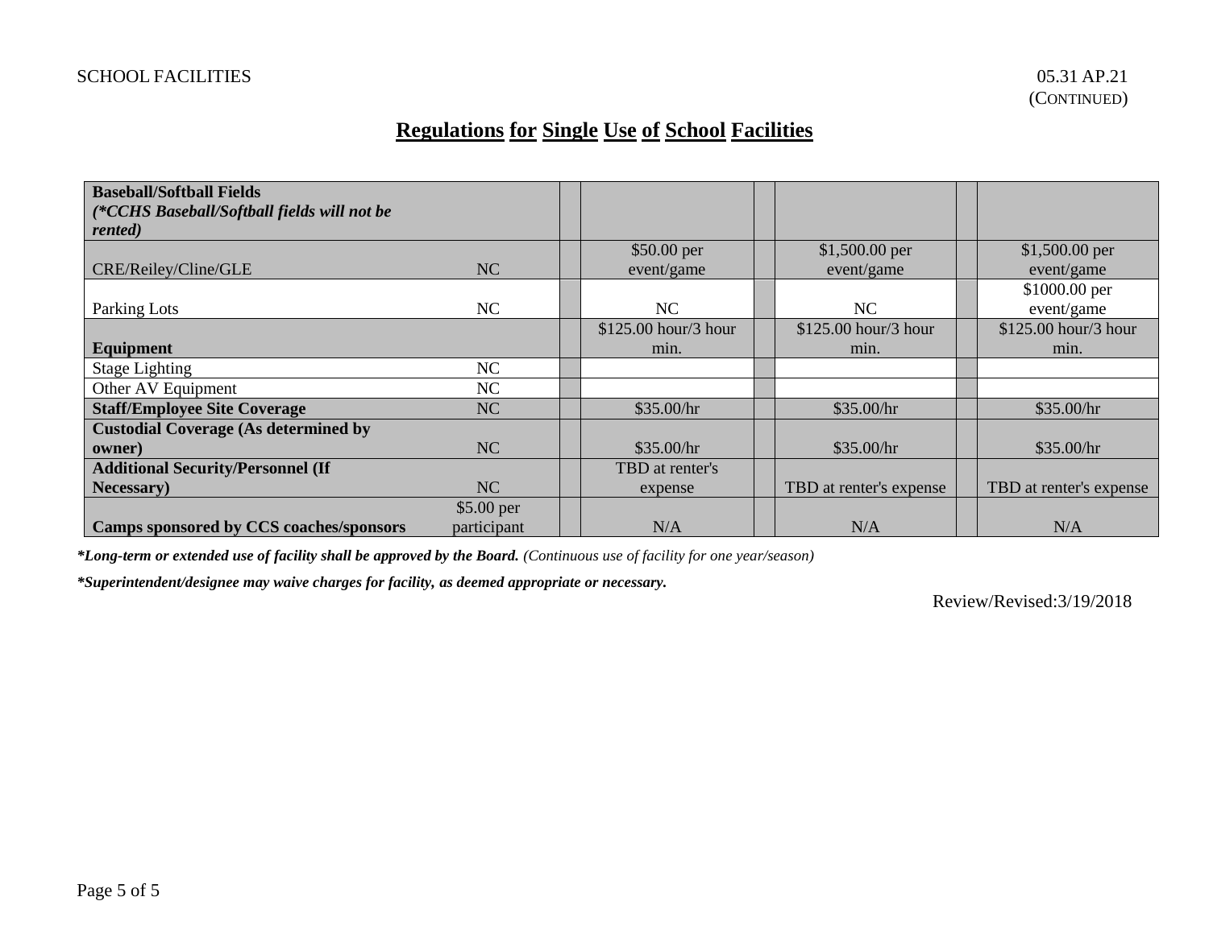## Regulations for Single Use of School Facilities

| | | | | | | | |
|---|---|---|---|---|---|---|---|
| **Baseball/Softball Fields** ***(\*CCHS Baseball/Softball fields will not be rented)*** | | | | | | | |
| CRE/Reiley/Cline/GLE | NC | | $50.00 per event/game | | $1,500.00 per event/game | | $1,500.00 per event/game |
| Parking Lots | NC | | NC | | NC | | $1000.00 per event/game |
| **Equipment** | | | $125.00 hour/3 hour min. | | $125.00 hour/3 hour min. | | $125.00 hour/3 hour min. |
| Stage Lighting | NC | | | | | | |
| Other AV Equipment | NC | | | | | | |
| **Staff/Employee Site Coverage** | NC | | $35.00/hr | | $35.00/hr | | $35.00/hr |
| **Custodial Coverage (As determined by owner)** | NC | | $35.00/hr | | $35.00/hr | | $35.00/hr |
| **Additional Security/Personnel (If Necessary)** | NC | | TBD at renter's expense | | TBD at renter's expense | | TBD at renter's expense |
| **Camps sponsored by CCS coaches/sponsors** | $5.00 per participant | | N/A | | N/A | | N/A |

***\*Long-term or extended use of facility shall be approved by the Board.*** *(Continuous use of facility for one year/season)*

***\*Superintendent/designee may waive charges for facility, as deemed appropriate or necessary.***

Review/Revised:3/19/2018